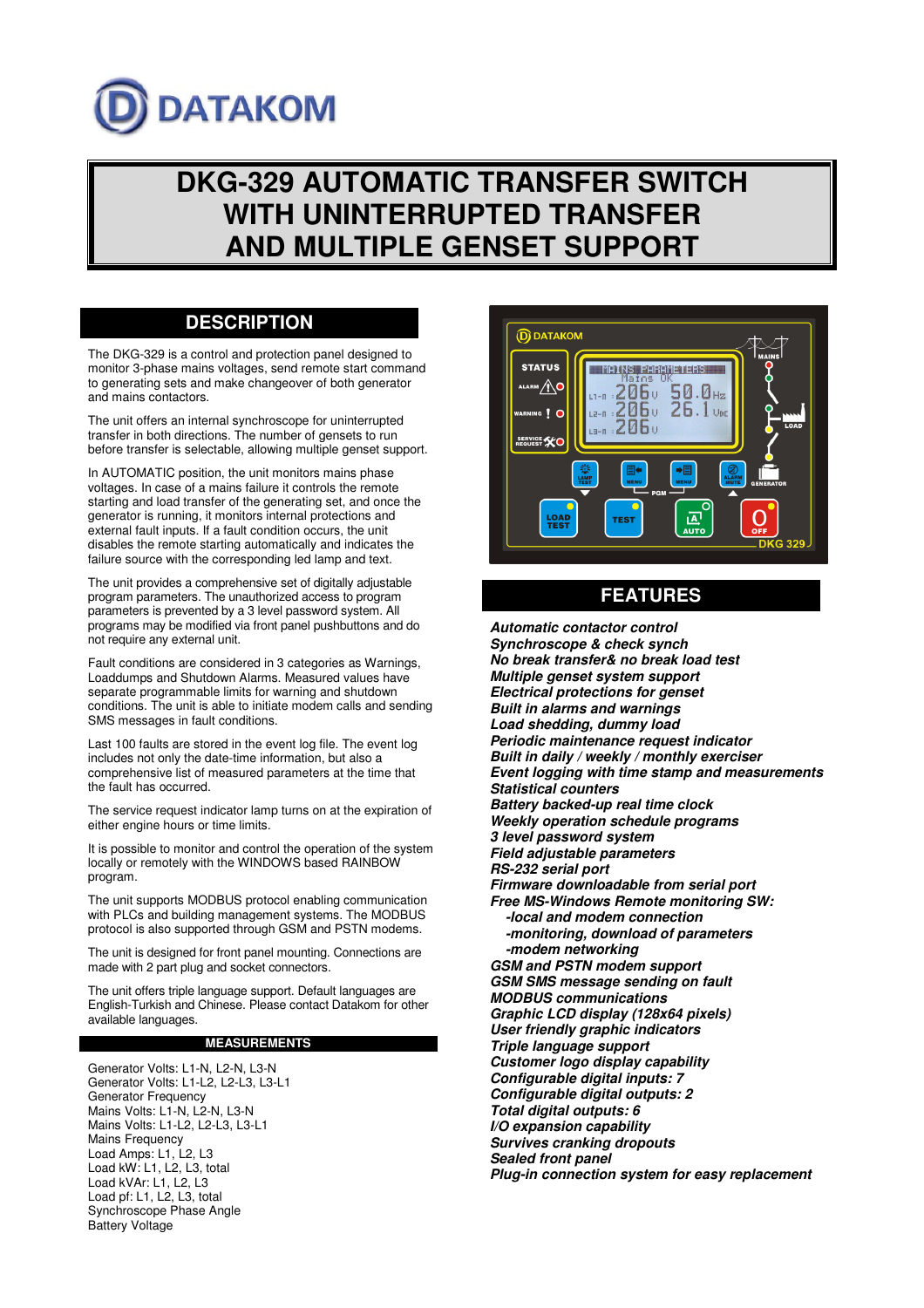DATAKOM

# DKG-329 AUTOMATIC TRANSFER SWITCH WITH UNINTERRUPTED TRANSFER AND MULTIPLE GENSET SUPPORT

## DESCRIPTION

The DKG-329 is a control and protection panel designed to monitor 3-phase mains voltages, send remote start command to generating sets and make changeover of both generator and mains contactors.

The unit offers an internal synchroscope for uninterrupted transfer in both directions. The number of gensets to run before transfer is selectable, allowing multiple genset support.

In AUTOMATIC position, the unit monitors mains phase voltages. In case of a mains failure it controls the remote starting and load transfer of the generating set, and once the generator is running, it monitors internal protections and external fault inputs. If a fault condition occurs, the unit disables the remote starting automatically and indicates the failure source with the corresponding led lamp and text.

The unit provides a comprehensive set of digitally adjustable program parameters. The unauthorized access to program parameters is prevented by a 3 level password system. All programs may be modified via front panel pushbuttons and do not require any external unit.

Fault conditions are considered in 3 categories as Warnings, Loaddumps and Shutdown Alarms. Measured values have separate programmable limits for warning and shutdown conditions. The unit is able to initiate modem calls and sending SMS messages in fault conditions.

Last 100 faults are stored in the event log file. The event log includes not only the date-time information, but also a comprehensive list of measured parameters at the time that the fault has occurred.

The service request indicator lamp turns on at the expiration of either engine hours or time limits.

It is possible to monitor and control the operation of the system locally or remotely with the WINDOWS based RAINBOW program.

The unit supports MODBUS protocol enabling communication with PLCs and building management systems. The MODBUS protocol is also supported through GSM and PSTN modems.

The unit is designed for front panel mounting. Connections are made with 2 part plug and socket connectors.

The unit offers triple language support. Default languages are English-Turkish and Chinese. Please contact Datakom for other available languages.

### MEASUREMENTS

Generator Volts: L1-N, L2-N, L3-N
Generator Volts: L1-L2, L2-L3, L3-L1
Generator Frequency
Mains Volts: L1-N, L2-N, L3-N
Mains Volts: L1-L2, L2-L3, L3-L1
Mains Frequency
Load Amps: L1, L2, L3
Load kW: L1, L2, L3, total
Load kVAr: L1, L2, L3
Load pf: L1, L2, L3, total
Synchroscope Phase Angle
Battery Voltage

## FEATURES

***Automatic contactor control***
***Synchroscope & check synch***
***No break transfer& no break load test***
***Multiple genset system support***
***Electrical protections for genset***
***Built in alarms and warnings***
***Load shedding, dummy load***
***Periodic maintenance request indicator***
***Built in daily / weekly / monthly exerciser***
***Event logging with time stamp and measurements***
***Statistical counters***
***Battery backed-up real time clock***
***Weekly operation schedule programs***
***3 level password system***
***Field adjustable parameters***
***RS-232 serial port***
***Firmware downloadable from serial port***
***Free MS-Windows Remote monitoring SW:***
- ***local and modem connection***
- ***monitoring, download of parameters***
- ***modem networking***

***GSM and PSTN modem support***
***GSM SMS message sending on fault***
***MODBUS communications***
***Graphic LCD display (128x64 pixels)***
***User friendly graphic indicators***
***Triple language support***
***Customer logo display capability***
***Configurable digital inputs: 7***
***Configurable digital outputs: 2***
***Total digital outputs: 6***
***I/O expansion capability***
***Survives cranking dropouts***
***Sealed front panel***
***Plug-in connection system for easy replacement***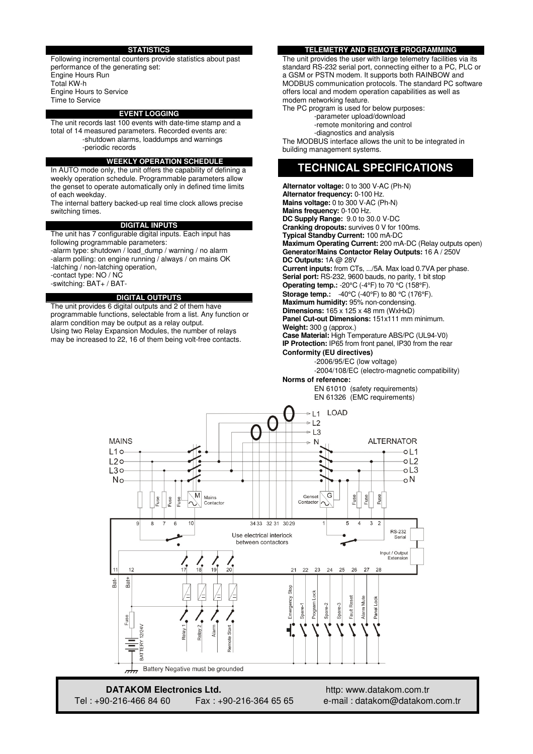## STATISTICS

Following incremental counters provide statistics about past performance of the generating set:
Engine Hours Run
Total KW-h
Engine Hours to Service
Time to Service

## EVENT LOGGING

The unit records last 100 events with date-time stamp and a total of 14 measured parameters. Recorded events are:
-shutdown alarms, loaddumps and warnings
-periodic records

## WEEKLY OPERATION SCHEDULE

In AUTO mode only, the unit offers the capability of defining a weekly operation schedule. Programmable parameters allow the genset to operate automatically only in defined time limits of each weekday.
The internal battery backed-up real time clock allows precise switching times.

## DIGITAL INPUTS

The unit has 7 configurable digital inputs. Each input has following programmable parameters:
-alarm type: shutdown / load_dump / warning / no alarm
-alarm polling: on engine running / always / on mains OK
-latching / non-latching operation,
-contact type: NO / NC
-switching: BAT+ / BAT-

## DIGITAL OUTPUTS

The unit provides 6 digital outputs and 2 of them have programmable functions, selectable from a list. Any function or alarm condition may be output as a relay output.
Using two Relay Expansion Modules, the number of relays may be increased to 22, 16 of them being volt-free contacts.

## TELEMETRY AND REMOTE PROGRAMMING

The unit provides the user with large telemetry facilities via its standard RS-232 serial port, connecting either to a PC, PLC or a GSM or PSTN modem. It supports both RAINBOW and MODBUS communication protocols. The standard PC software offers local and modem operation capabilities as well as modem networking feature.
The PC program is used for below purposes:
-parameter upload/download
-remote monitoring and control
-diagnostics and analysis
The MODBUS interface allows the unit to be integrated in building management systems.

# TECHNICAL SPECIFICATIONS

**Alternator voltage:** 0 to 300 V-AC (Ph-N)
**Alternator frequency:** 0-100 Hz.
**Mains voltage:** 0 to 300 V-AC (Ph-N)
**Mains frequency:** 0-100 Hz.
**DC Supply Range:** 9.0 to 30.0 V-DC
**Cranking dropouts:** survives 0 V for 100ms.
**Typical Standby Current:** 100 mA-DC
**Maximum Operating Current:** 200 mA-DC (Relay outputs open)
**Generator/Mains Contactor Relay Outputs:** 16 A / 250V
**DC Outputs:** 1A @ 28V
**Current inputs:** from CTs, .../5A. Max load 0.7VA per phase.
**Serial port:** RS-232, 9600 bauds, no parity, 1 bit stop
**Operating temp.:** -20°C (-4°F) to 70 °C (158°F).
**Storage temp.:** -40°C (-40°F) to 80 °C (176°F).
**Maximum humidity:** 95% non-condensing.
**Dimensions:** 165 x 125 x 48 mm (WxHxD)
**Panel Cut-out Dimensions:** 151x111 mm minimum.
**Weight:** 300 g (approx.)
**Case Material:** High Temperature ABS/PC (UL94-V0)
**IP Protection:** IP65 from front panel, IP30 from the rear
**Conformity (EU directives)**
-2006/95/EC (low voltage)
-2004/108/EC (electro-magnetic compatibility)
**Norms of reference:**
EN 61010 (safety requirements)
EN 61326 (EMC requirements)

LOAD
L1
L2
L3
N
MAINS
L1
L2
L3
N
ALTERNATOR
L1
L2
L3
N
Fuse
Fuse
Mains Contactor
Genset Contactor
Fuse
Fuse
Fuse
9 8 7 6 10
34 33 32 31 30 29
1 5 4 3 2
Use electrical interlock between contactors
RS-232 Serial
Input / Output Extension
11 12 17 18 19 20
21 22 23 24 25 26 27 28
Bat-
Bat+
Fuse
BATTERY 12/24V
Relay 1
Relay 2
Alarm
Remote Start
Emergency Stop
Spare-1
Program Lock
Spare-2
Spare-3
Fault Reset
Alarm Mute
Panel Lock
Battery Negative must be grounded

**DATAKOM Electronics Ltd.** http: www.datakom.com.tr
Tel : +90-216-466 84 60 Fax : +90-216-364 65 65 e-mail : datakom@datakom.com.tr